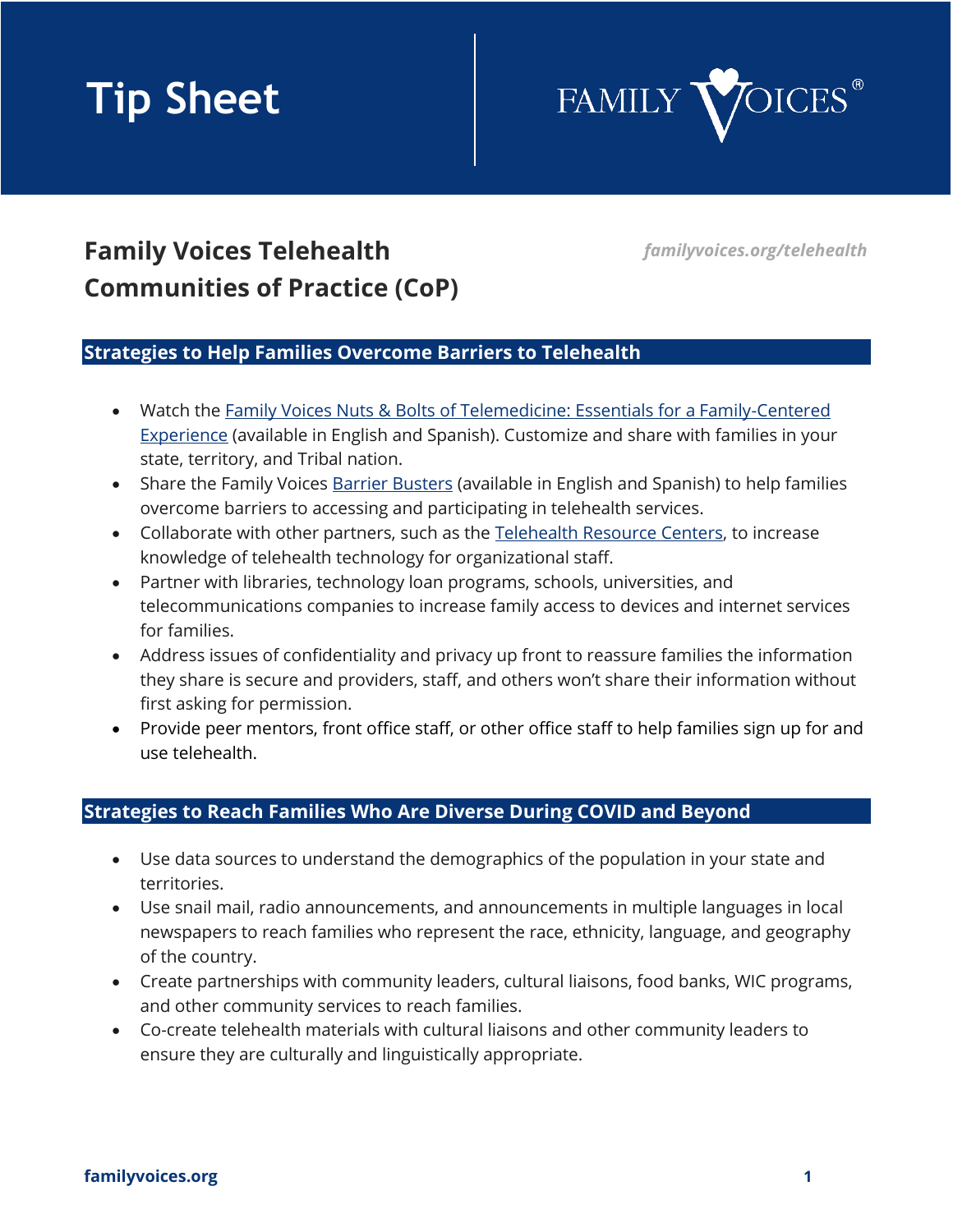# Tip Sheet

FAMILY VOICES®

## Family Voices Telehealth Communities of Practice (CoP)

*familyvoices.org/telehealth*

### Strategies to Help Families Overcome Barriers to Telehealth

- Watch the Family Voices Nuts & Bolts of Telemedicine: Essentials for a Family-Centered Experience (available in English and Spanish). Customize and share with families in your state, territory, and Tribal nation.
- Share the Family Voices Barrier Busters (available in English and Spanish) to help families overcome barriers to accessing and participating in telehealth services.
- Collaborate with other partners, such as the Telehealth Resource Centers, to increase knowledge of telehealth technology for organizational staff.
- Partner with libraries, technology loan programs, schools, universities, and telecommunications companies to increase family access to devices and internet services for families.
- Address issues of confidentiality and privacy up front to reassure families the information they share is secure and providers, staff, and others won't share their information without first asking for permission.
- Provide peer mentors, front office staff, or other office staff to help families sign up for and use telehealth.

### Strategies to Reach Families Who Are Diverse During COVID and Beyond

- Use data sources to understand the demographics of the population in your state and territories.
- Use snail mail, radio announcements, and announcements in multiple languages in local newspapers to reach families who represent the race, ethnicity, language, and geography of the country.
- Create partnerships with community leaders, cultural liaisons, food banks, WIC programs, and other community services to reach families.
- Co-create telehealth materials with cultural liaisons and other community leaders to ensure they are culturally and linguistically appropriate.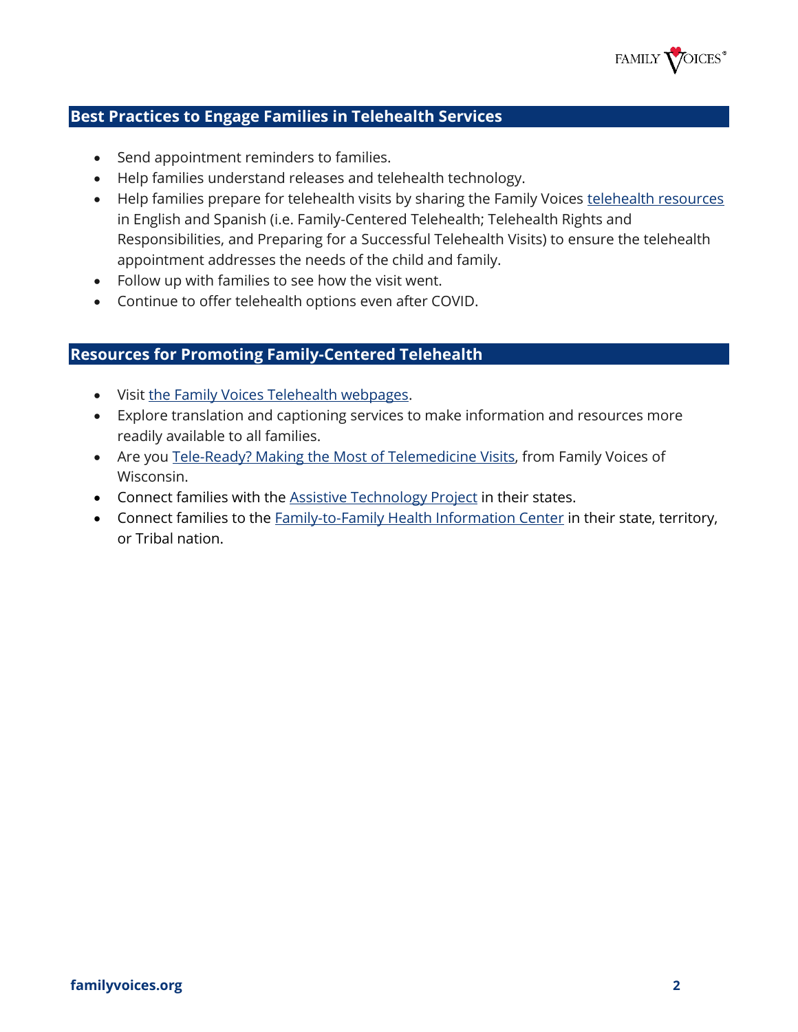## Best Practices to Engage Families in Telehealth Services

- Send appointment reminders to families.
- Help families understand releases and telehealth technology.
- Help families prepare for telehealth visits by sharing the Family Voices telehealth resources in English and Spanish (i.e. Family-Centered Telehealth; Telehealth Rights and Responsibilities, and Preparing for a Successful Telehealth Visits) to ensure the telehealth appointment addresses the needs of the child and family.
- Follow up with families to see how the visit went.
- Continue to offer telehealth options even after COVID.

## Resources for Promoting Family-Centered Telehealth

- Visit the Family Voices Telehealth webpages.
- Explore translation and captioning services to make information and resources more readily available to all families.
- Are you Tele-Ready? Making the Most of Telemedicine Visits, from Family Voices of Wisconsin.
- Connect families with the Assistive Technology Project in their states.
- Connect families to the Family-to-Family Health Information Center in their state, territory, or Tribal nation.